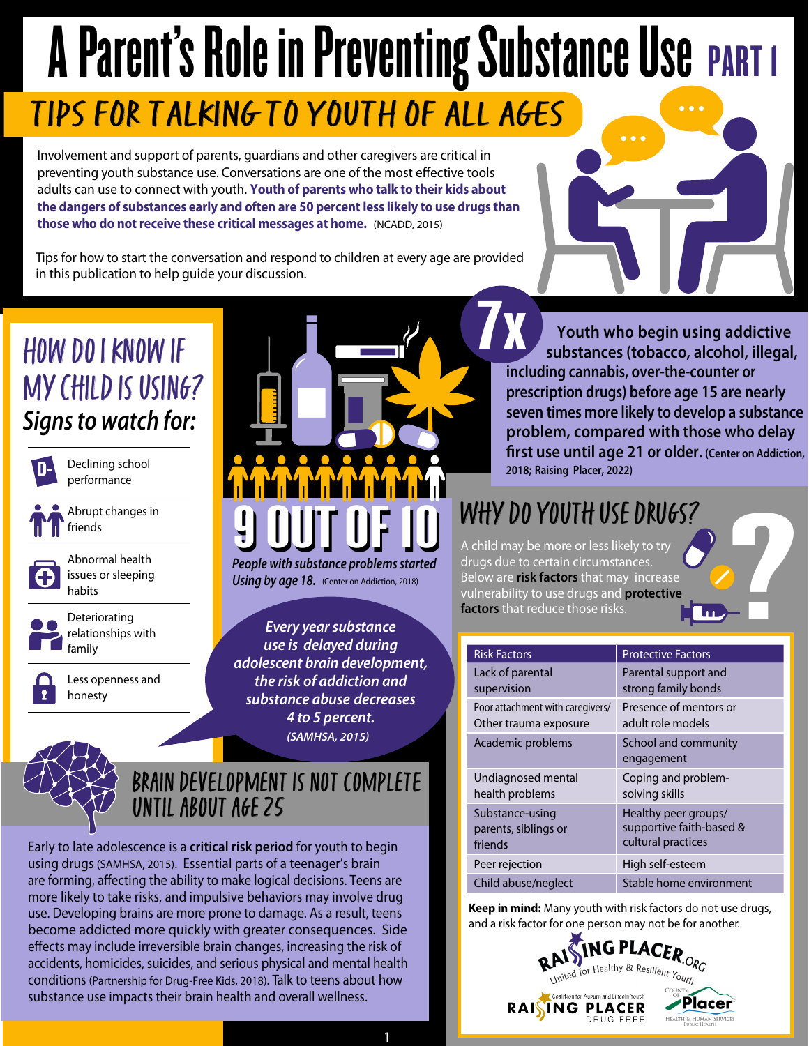# A Parent's Role in Preventing Substance Use PART I

## TIPS FOR TALKING TO YOUTH OF ALL AGES

Involvement and support of parents, guardians and other caregivers are critical in preventing youth substance use. Conversations are one of the most effective tools adults can use to connect with youth. **Youth of parents who talk to their kids about the dangers of substances early and often are 50 percent less likely to use drugs than those who do not receive these critical messages at home.** (NCADD, 2015)

Tips for how to start the conversation and respond to children at every age are provided in this publication to help guide your discussion.

## HOW DO I KNOW IF MY CHILD IS USING?

### Signs to watch for:

- Declining school performance
- Abrupt changes in friends
- Abnormal health issues or sleeping habits
- Deteriorating relationships with family
- Less openness and honesty

## 9 OUT OF 10

*People with substance problems started Using by age 18.* (Center on Addiction, 2018)

*Every year substance use is delayed during adolescent brain development, the risk of addiction and substance abuse decreases 4 to 5 percent.* *(SAMHSA, 2015)*

## 7x

**Youth who begin using addictive substances (tobacco, alcohol, illegal, including cannabis, over-the-counter or prescription drugs) before age 15 are nearly seven times more likely to develop a substance problem, compared with those who delay first use until age 21 or older.** (Center on Addiction, 2018; Raising Placer, 2022)

## WHY DO YOUTH USE DRUGS?

A child may be more or less likely to try drugs due to certain circumstances. Below are **risk factors** that may increase vulnerability to use drugs and **protective factors** that reduce those risks.

| Risk Factors | Protective Factors |
|---|---|
| Lack of parental supervision | Parental support and strong family bonds |
| Poor attachment with caregivers/ Other trauma exposure | Presence of mentors or adult role models |
| Academic problems | School and community engagement |
| Undiagnosed mental health problems | Coping and problem-solving skills |
| Substance-using parents, siblings or friends | Healthy peer groups/ supportive faith-based & cultural practices |
| Peer rejection | High self-esteem |
| Child abuse/neglect | Stable home environment |

**Keep in mind:** Many youth with risk factors do not use drugs, and a risk factor for one person may not be for another.

## BRAIN DEVELOPMENT IS NOT COMPLETE UNTIL ABOUT AGE 25

Early to late adolescence is a **critical risk period** for youth to begin using drugs (SAMHSA, 2015). Essential parts of a teenager's brain are forming, affecting the ability to make logical decisions. Teens are more likely to take risks, and impulsive behaviors may involve drug use. Developing brains are more prone to damage. As a result, teens become addicted more quickly with greater consequences. Side effects may include irreversible brain changes, increasing the risk of accidents, homicides, suicides, and serious physical and mental health conditions (Partnership for Drug-Free Kids, 2018). Talk to teens about how substance use impacts their brain health and overall wellness.

RAISING PLACER.ORG — United for Healthy & Resilient Youth

Coalition for Auburn and Lincoln Youth — RAISING PLACER DRUG FREE

County of Placer — Health & Human Services, Public Health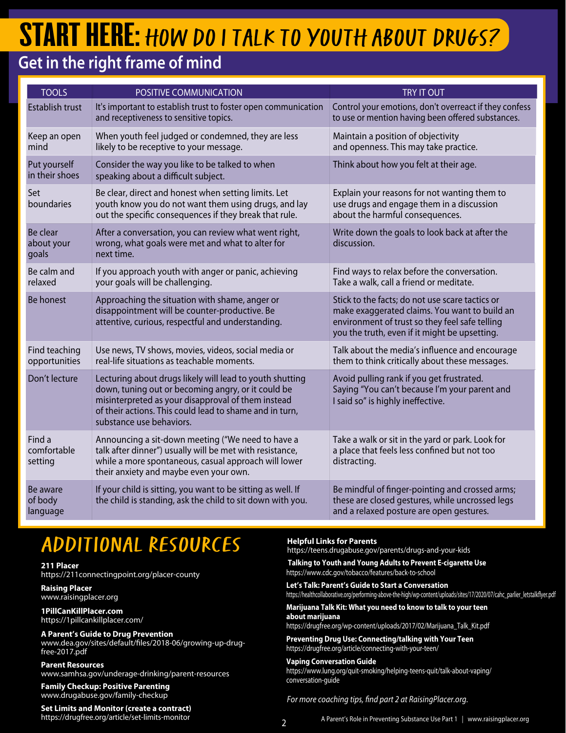# START HERE: HOW DO I TALK TO YOUTH ABOUT DRUGS?

## Get in the right frame of mind

| TOOLS | POSITIVE COMMUNICATION | TRY IT OUT |
|---|---|---|
| Establish trust | It's important to establish trust to foster open communication and receptiveness to sensitive topics. | Control your emotions, don't overreact if they confess to use or mention having been offered substances. |
| Keep an open mind | When youth feel judged or condemned, they are less likely to be receptive to your message. | Maintain a position of objectivity and openness. This may take practice. |
| Put yourself in their shoes | Consider the way you like to be talked to when speaking about a difficult subject. | Think about how you felt at their age. |
| Set boundaries | Be clear, direct and honest when setting limits. Let youth know you do not want them using drugs, and lay out the specific consequences if they break that rule. | Explain your reasons for not wanting them to use drugs and engage them in a discussion about the harmful consequences. |
| Be clear about your goals | After a conversation, you can review what went right, wrong, what goals were met and what to alter for next time. | Write down the goals to look back at after the discussion. |
| Be calm and relaxed | If you approach youth with anger or panic, achieving your goals will be challenging. | Find ways to relax before the conversation. Take a walk, call a friend or meditate. |
| Be honest | Approaching the situation with shame, anger or disappointment will be counter-productive. Be attentive, curious, respectful and understanding. | Stick to the facts; do not use scare tactics or make exaggerated claims. You want to build an environment of trust so they feel safe telling you the truth, even if it might be upsetting. |
| Find teaching opportunities | Use news, TV shows, movies, videos, social media or real-life situations as teachable moments. | Talk about the media's influence and encourage them to think critically about these messages. |
| Don't lecture | Lecturing about drugs likely will lead to youth shutting down, tuning out or becoming angry, or it could be misinterpreted as your disapproval of them instead of their actions. This could lead to shame and in turn, substance use behaviors. | Avoid pulling rank if you get frustrated. Saying "You can't because I'm your parent and I said so" is highly ineffective. |
| Find a comfortable setting | Announcing a sit-down meeting ("We need to have a talk after dinner") usually will be met with resistance, while a more spontaneous, casual approach will lower their anxiety and maybe even your own. | Take a walk or sit in the yard or park. Look for a place that feels less confined but not too distracting. |
| Be aware of body language | If your child is sitting, you want to be sitting as well. If the child is standing, ask the child to sit down with you. | Be mindful of finger-pointing and crossed arms; these are closed gestures, while uncrossed legs and a relaxed posture are open gestures. |

## ADDITIONAL RESOURCES

**211 Placer**
https://211connectingpoint.org/placer-county

**Raising Placer**
www.raisingplacer.org

**1PillCanKillPlacer.com**
https://1pillcankillplacer.com/

**A Parent's Guide to Drug Prevention**
www.dea.gov/sites/default/files/2018-06/growing-up-drug-free-2017.pdf

**Parent Resources**
www.samhsa.gov/underage-drinking/parent-resources

**Family Checkup: Positive Parenting**
www.drugabuse.gov/family-checkup

**Set Limits and Monitor (create a contract)**
https://drugfree.org/article/set-limits-monitor

**Helpful Links for Parents**
https://teens.drugabuse.gov/parents/drugs-and-your-kids

**Talking to Youth and Young Adults to Prevent E-cigarette Use**
https://www.cdc.gov/tobacco/features/back-to-school

**Let's Talk: Parent's Guide to Start a Conversation**
https://healthcollaborative.org/performing-above-the-high/wp-content/uploads/sites/17/2020/07/cahc_parlier_letstalkflyer.pdf

**Marijuana Talk Kit: What you need to know to talk to your teen about marijuana**
https://drugfree.org/wp-content/uploads/2017/02/Marijuana_Talk_Kit.pdf

**Preventing Drug Use: Connecting/talking with Your Teen**
https://drugfree.org/article/connecting-with-your-teen/

**Vaping Conversation Guide**
https://www.lung.org/quit-smoking/helping-teens-quit/talk-about-vaping/conversation-guide

*For more coaching tips, find part 2 at RaisingPlacer.org.*